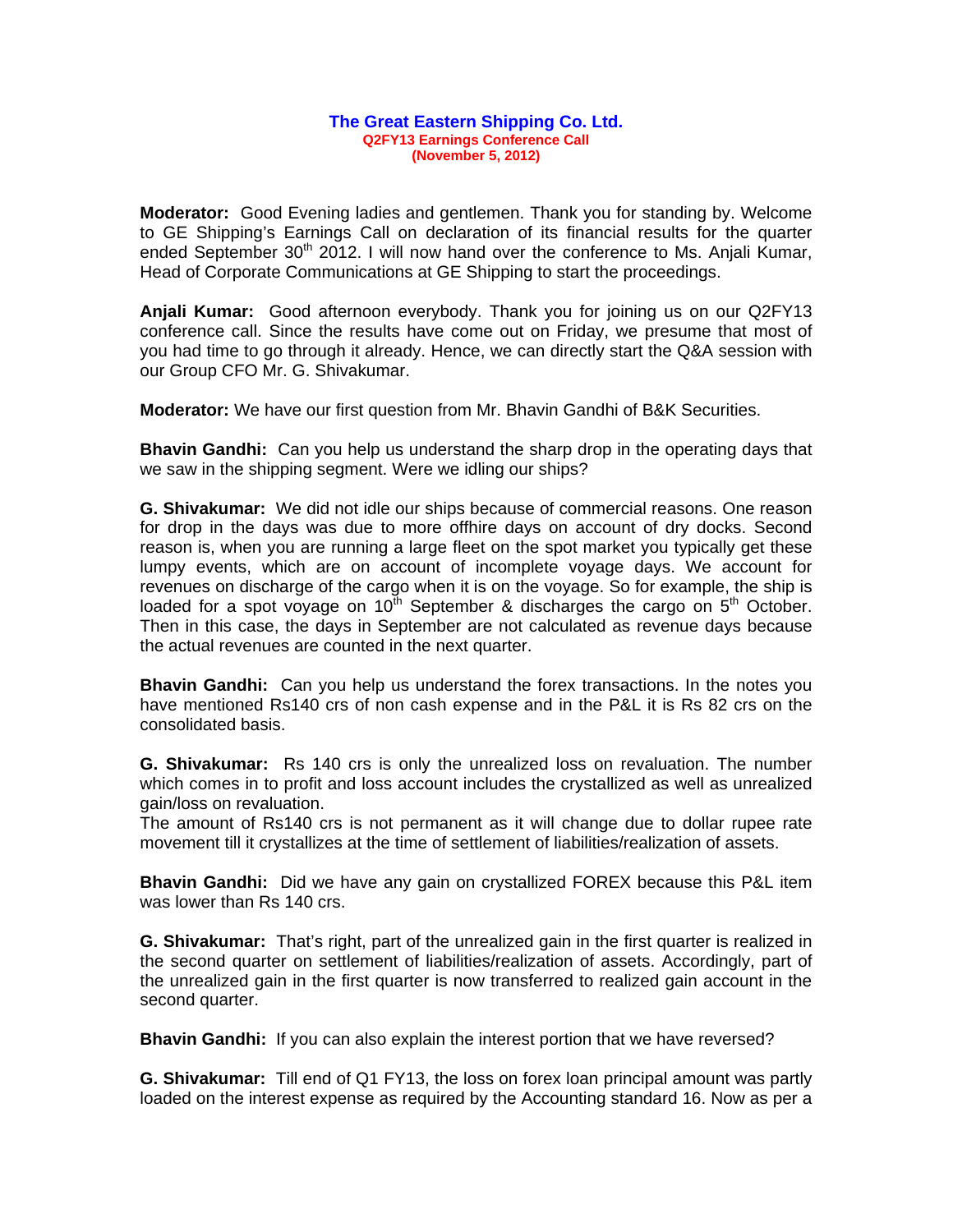# The Great Eastern Shipping Co. Ltd.

**Q2FY13 Earnings Conference Call**
**(November 5, 2012)**

**Moderator:** Good Evening ladies and gentlemen. Thank you for standing by. Welcome to GE Shipping's Earnings Call on declaration of its financial results for the quarter ended September 30th 2012. I will now hand over the conference to Ms. Anjali Kumar, Head of Corporate Communications at GE Shipping to start the proceedings.

**Anjali Kumar:** Good afternoon everybody. Thank you for joining us on our Q2FY13 conference call. Since the results have come out on Friday, we presume that most of you had time to go through it already. Hence, we can directly start the Q&A session with our Group CFO Mr. G. Shivakumar.

**Moderator:** We have our first question from Mr. Bhavin Gandhi of B&K Securities.

**Bhavin Gandhi:** Can you help us understand the sharp drop in the operating days that we saw in the shipping segment. Were we idling our ships?

**G. Shivakumar:** We did not idle our ships because of commercial reasons. One reason for drop in the days was due to more offhire days on account of dry docks. Second reason is, when you are running a large fleet on the spot market you typically get these lumpy events, which are on account of incomplete voyage days. We account for revenues on discharge of the cargo when it is on the voyage. So for example, the ship is loaded for a spot voyage on 10th September & discharges the cargo on 5th October. Then in this case, the days in September are not calculated as revenue days because the actual revenues are counted in the next quarter.

**Bhavin Gandhi:** Can you help us understand the forex transactions. In the notes you have mentioned Rs140 crs of non cash expense and in the P&L it is Rs 82 crs on the consolidated basis.

**G. Shivakumar:** Rs 140 crs is only the unrealized loss on revaluation. The number which comes in to profit and loss account includes the crystallized as well as unrealized gain/loss on revaluation.
The amount of Rs140 crs is not permanent as it will change due to dollar rupee rate movement till it crystallizes at the time of settlement of liabilities/realization of assets.

**Bhavin Gandhi:** Did we have any gain on crystallized FOREX because this P&L item was lower than Rs 140 crs.

**G. Shivakumar:** That's right, part of the unrealized gain in the first quarter is realized in the second quarter on settlement of liabilities/realization of assets. Accordingly, part of the unrealized gain in the first quarter is now transferred to realized gain account in the second quarter.

**Bhavin Gandhi:** If you can also explain the interest portion that we have reversed?

**G. Shivakumar:** Till end of Q1 FY13, the loss on forex loan principal amount was partly loaded on the interest expense as required by the Accounting standard 16. Now as per a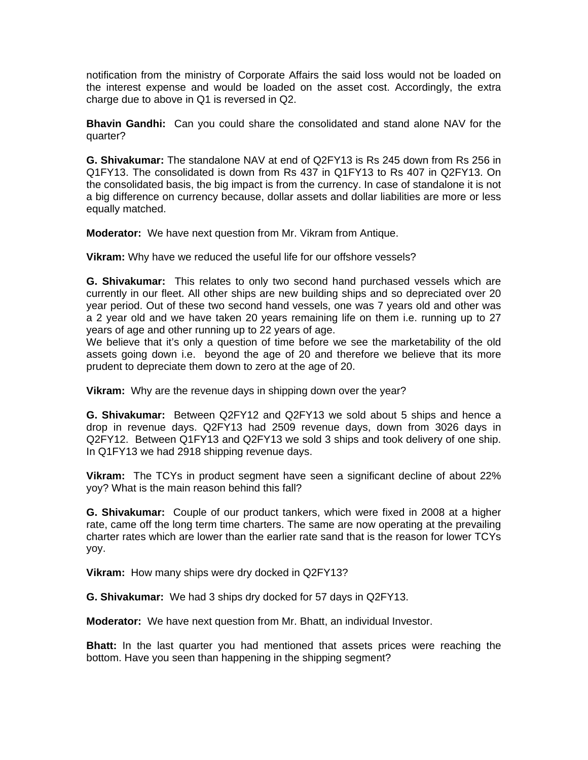notification from the ministry of Corporate Affairs the said loss would not be loaded on the interest expense and would be loaded on the asset cost. Accordingly, the extra charge due to above in Q1 is reversed in Q2.

**Bhavin Gandhi:** Can you could share the consolidated and stand alone NAV for the quarter?

**G. Shivakumar:** The standalone NAV at end of Q2FY13 is Rs 245 down from Rs 256 in Q1FY13. The consolidated is down from Rs 437 in Q1FY13 to Rs 407 in Q2FY13. On the consolidated basis, the big impact is from the currency. In case of standalone it is not a big difference on currency because, dollar assets and dollar liabilities are more or less equally matched.

**Moderator:** We have next question from Mr. Vikram from Antique.

**Vikram:** Why have we reduced the useful life for our offshore vessels?

**G. Shivakumar:** This relates to only two second hand purchased vessels which are currently in our fleet. All other ships are new building ships and so depreciated over 20 year period. Out of these two second hand vessels, one was 7 years old and other was a 2 year old and we have taken 20 years remaining life on them i.e. running up to 27 years of age and other running up to 22 years of age.
We believe that it's only a question of time before we see the marketability of the old assets going down i.e. beyond the age of 20 and therefore we believe that its more prudent to depreciate them down to zero at the age of 20.

**Vikram:** Why are the revenue days in shipping down over the year?

**G. Shivakumar:** Between Q2FY12 and Q2FY13 we sold about 5 ships and hence a drop in revenue days. Q2FY13 had 2509 revenue days, down from 3026 days in Q2FY12. Between Q1FY13 and Q2FY13 we sold 3 ships and took delivery of one ship. In Q1FY13 we had 2918 shipping revenue days.

**Vikram:** The TCYs in product segment have seen a significant decline of about 22% yoy? What is the main reason behind this fall?

**G. Shivakumar:** Couple of our product tankers, which were fixed in 2008 at a higher rate, came off the long term time charters. The same are now operating at the prevailing charter rates which are lower than the earlier rate sand that is the reason for lower TCYs yoy.

**Vikram:** How many ships were dry docked in Q2FY13?

**G. Shivakumar:** We had 3 ships dry docked for 57 days in Q2FY13.

**Moderator:** We have next question from Mr. Bhatt, an individual Investor.

**Bhatt:** In the last quarter you had mentioned that assets prices were reaching the bottom. Have you seen than happening in the shipping segment?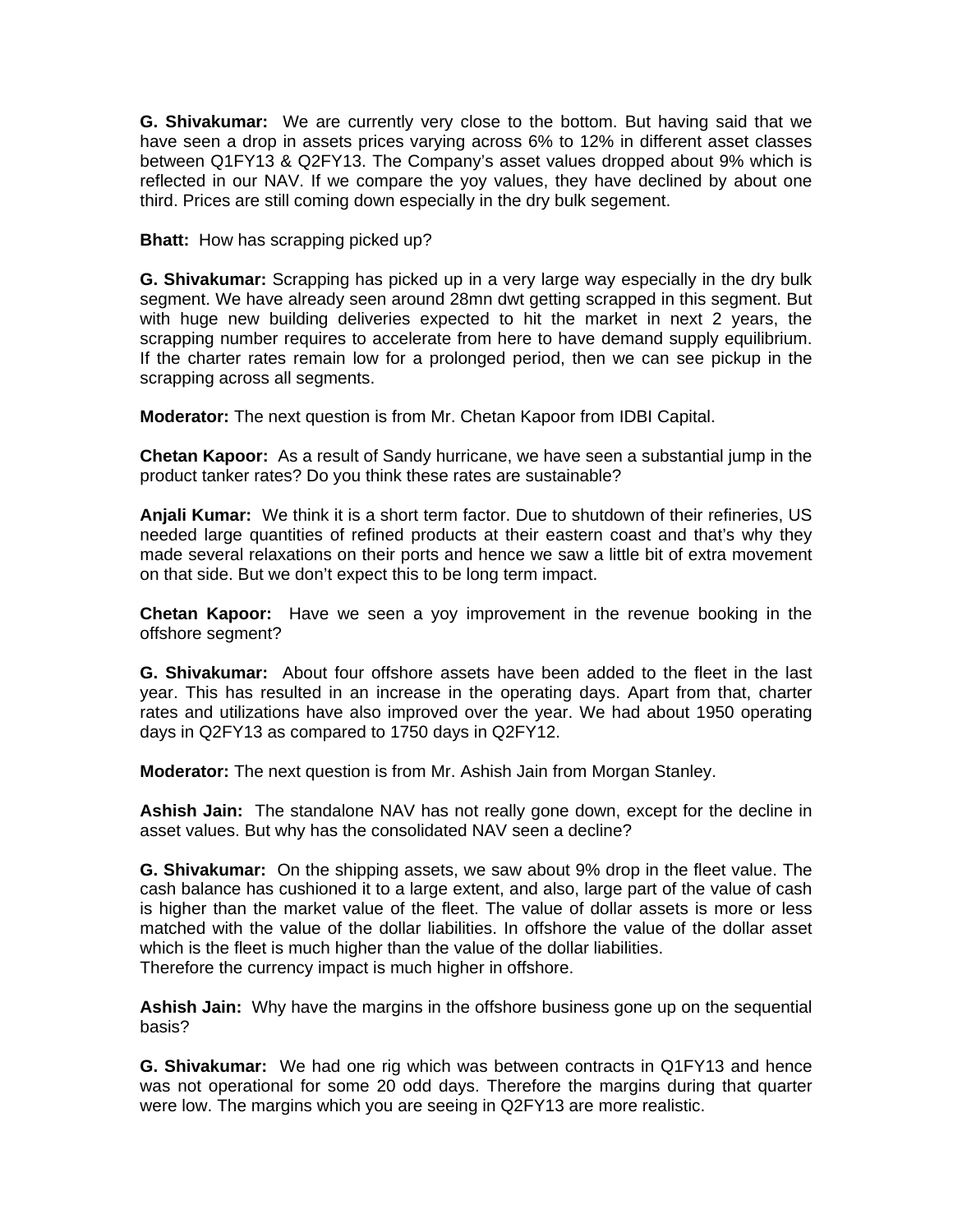**G. Shivakumar:** We are currently very close to the bottom. But having said that we have seen a drop in assets prices varying across 6% to 12% in different asset classes between Q1FY13 & Q2FY13. The Company's asset values dropped about 9% which is reflected in our NAV. If we compare the yoy values, they have declined by about one third. Prices are still coming down especially in the dry bulk segement.

**Bhatt:** How has scrapping picked up?

**G. Shivakumar:** Scrapping has picked up in a very large way especially in the dry bulk segment. We have already seen around 28mn dwt getting scrapped in this segment. But with huge new building deliveries expected to hit the market in next 2 years, the scrapping number requires to accelerate from here to have demand supply equilibrium. If the charter rates remain low for a prolonged period, then we can see pickup in the scrapping across all segments.

**Moderator:** The next question is from Mr. Chetan Kapoor from IDBI Capital.

**Chetan Kapoor:** As a result of Sandy hurricane, we have seen a substantial jump in the product tanker rates? Do you think these rates are sustainable?

**Anjali Kumar:** We think it is a short term factor. Due to shutdown of their refineries, US needed large quantities of refined products at their eastern coast and that's why they made several relaxations on their ports and hence we saw a little bit of extra movement on that side. But we don't expect this to be long term impact.

**Chetan Kapoor:** Have we seen a yoy improvement in the revenue booking in the offshore segment?

**G. Shivakumar:** About four offshore assets have been added to the fleet in the last year. This has resulted in an increase in the operating days. Apart from that, charter rates and utilizations have also improved over the year. We had about 1950 operating days in Q2FY13 as compared to 1750 days in Q2FY12.

**Moderator:** The next question is from Mr. Ashish Jain from Morgan Stanley.

**Ashish Jain:** The standalone NAV has not really gone down, except for the decline in asset values. But why has the consolidated NAV seen a decline?

**G. Shivakumar:** On the shipping assets, we saw about 9% drop in the fleet value. The cash balance has cushioned it to a large extent, and also, large part of the value of cash is higher than the market value of the fleet. The value of dollar assets is more or less matched with the value of the dollar liabilities. In offshore the value of the dollar asset which is the fleet is much higher than the value of the dollar liabilities.
Therefore the currency impact is much higher in offshore.

**Ashish Jain:** Why have the margins in the offshore business gone up on the sequential basis?

**G. Shivakumar:** We had one rig which was between contracts in Q1FY13 and hence was not operational for some 20 odd days. Therefore the margins during that quarter were low. The margins which you are seeing in Q2FY13 are more realistic.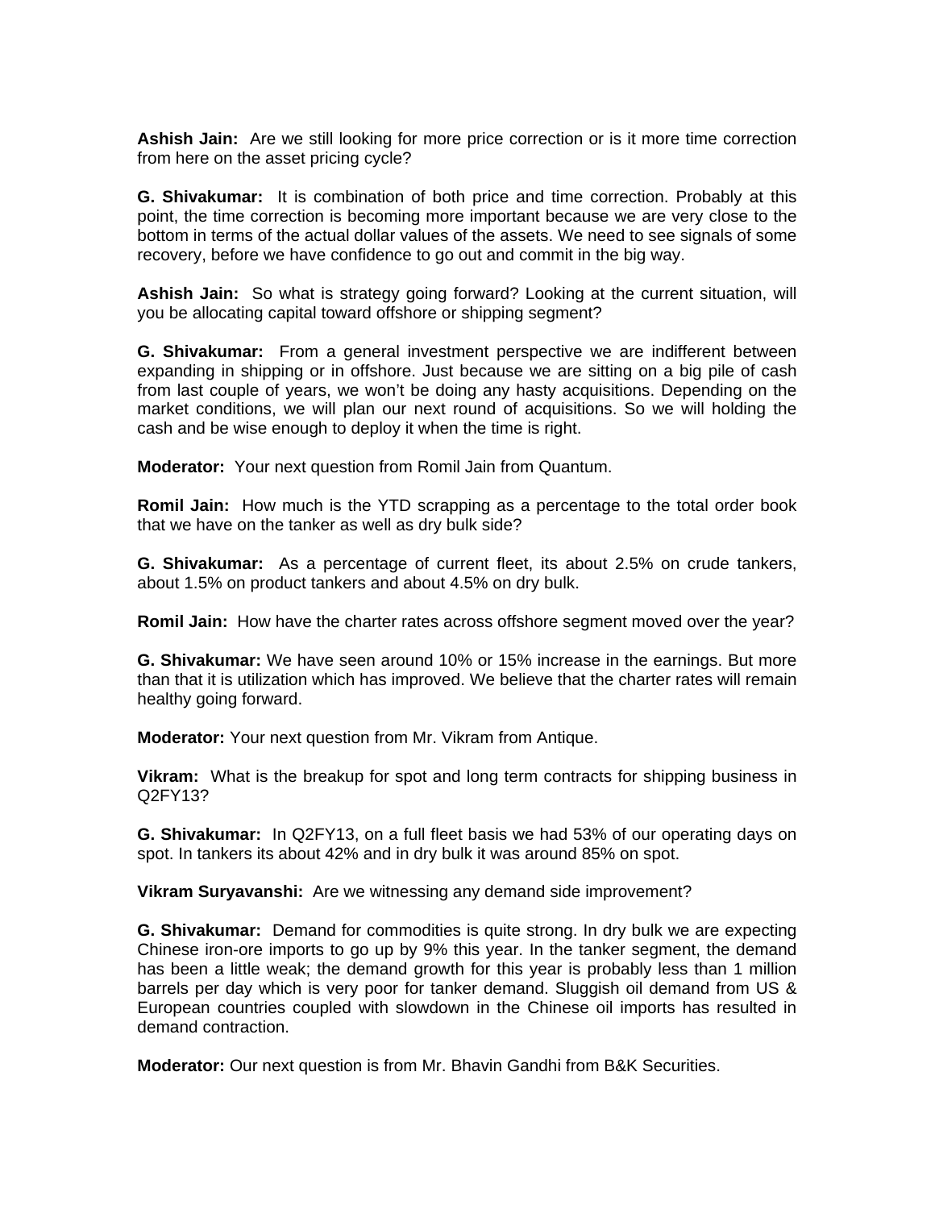**Ashish Jain:** Are we still looking for more price correction or is it more time correction from here on the asset pricing cycle?

**G. Shivakumar:** It is combination of both price and time correction. Probably at this point, the time correction is becoming more important because we are very close to the bottom in terms of the actual dollar values of the assets. We need to see signals of some recovery, before we have confidence to go out and commit in the big way.

**Ashish Jain:** So what is strategy going forward? Looking at the current situation, will you be allocating capital toward offshore or shipping segment?

**G. Shivakumar:** From a general investment perspective we are indifferent between expanding in shipping or in offshore. Just because we are sitting on a big pile of cash from last couple of years, we won't be doing any hasty acquisitions. Depending on the market conditions, we will plan our next round of acquisitions. So we will holding the cash and be wise enough to deploy it when the time is right.

**Moderator:** Your next question from Romil Jain from Quantum.

**Romil Jain:** How much is the YTD scrapping as a percentage to the total order book that we have on the tanker as well as dry bulk side?

**G. Shivakumar:** As a percentage of current fleet, its about 2.5% on crude tankers, about 1.5% on product tankers and about 4.5% on dry bulk.

**Romil Jain:** How have the charter rates across offshore segment moved over the year?

**G. Shivakumar:** We have seen around 10% or 15% increase in the earnings. But more than that it is utilization which has improved. We believe that the charter rates will remain healthy going forward.

**Moderator:** Your next question from Mr. Vikram from Antique.

**Vikram:** What is the breakup for spot and long term contracts for shipping business in Q2FY13?

**G. Shivakumar:** In Q2FY13, on a full fleet basis we had 53% of our operating days on spot. In tankers its about 42% and in dry bulk it was around 85% on spot.

**Vikram Suryavanshi:** Are we witnessing any demand side improvement?

**G. Shivakumar:** Demand for commodities is quite strong. In dry bulk we are expecting Chinese iron-ore imports to go up by 9% this year. In the tanker segment, the demand has been a little weak; the demand growth for this year is probably less than 1 million barrels per day which is very poor for tanker demand. Sluggish oil demand from US & European countries coupled with slowdown in the Chinese oil imports has resulted in demand contraction.

**Moderator:** Our next question is from Mr. Bhavin Gandhi from B&K Securities.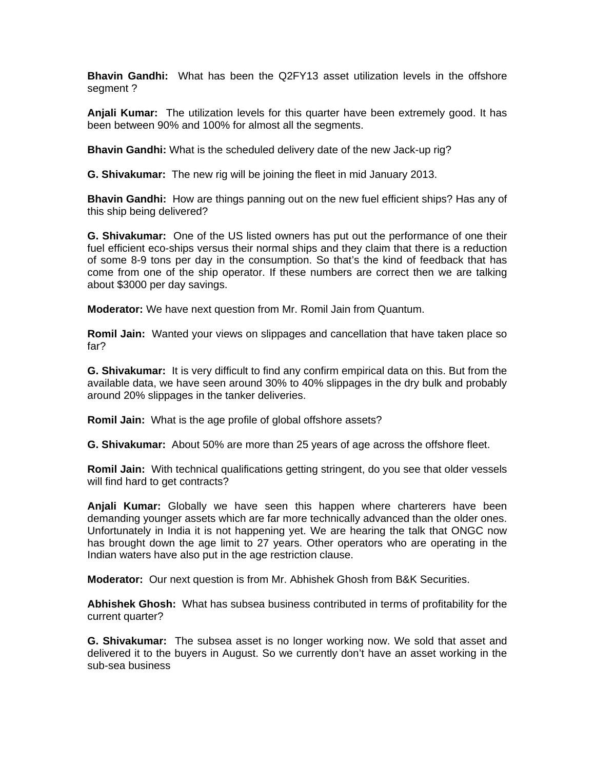**Bhavin Gandhi:** What has been the Q2FY13 asset utilization levels in the offshore segment ?

**Anjali Kumar:** The utilization levels for this quarter have been extremely good. It has been between 90% and 100% for almost all the segments.

**Bhavin Gandhi:** What is the scheduled delivery date of the new Jack-up rig?

**G. Shivakumar:** The new rig will be joining the fleet in mid January 2013.

**Bhavin Gandhi:** How are things panning out on the new fuel efficient ships? Has any of this ship being delivered?

**G. Shivakumar:** One of the US listed owners has put out the performance of one their fuel efficient eco-ships versus their normal ships and they claim that there is a reduction of some 8-9 tons per day in the consumption. So that's the kind of feedback that has come from one of the ship operator. If these numbers are correct then we are talking about $3000 per day savings.

**Moderator:** We have next question from Mr. Romil Jain from Quantum.

**Romil Jain:** Wanted your views on slippages and cancellation that have taken place so far?

**G. Shivakumar:** It is very difficult to find any confirm empirical data on this. But from the available data, we have seen around 30% to 40% slippages in the dry bulk and probably around 20% slippages in the tanker deliveries.

**Romil Jain:** What is the age profile of global offshore assets?

**G. Shivakumar:** About 50% are more than 25 years of age across the offshore fleet.

**Romil Jain:** With technical qualifications getting stringent, do you see that older vessels will find hard to get contracts?

**Anjali Kumar:** Globally we have seen this happen where charterers have been demanding younger assets which are far more technically advanced than the older ones. Unfortunately in India it is not happening yet. We are hearing the talk that ONGC now has brought down the age limit to 27 years. Other operators who are operating in the Indian waters have also put in the age restriction clause.

**Moderator:** Our next question is from Mr. Abhishek Ghosh from B&K Securities.

**Abhishek Ghosh:** What has subsea business contributed in terms of profitability for the current quarter?

**G. Shivakumar:** The subsea asset is no longer working now. We sold that asset and delivered it to the buyers in August. So we currently don't have an asset working in the sub-sea business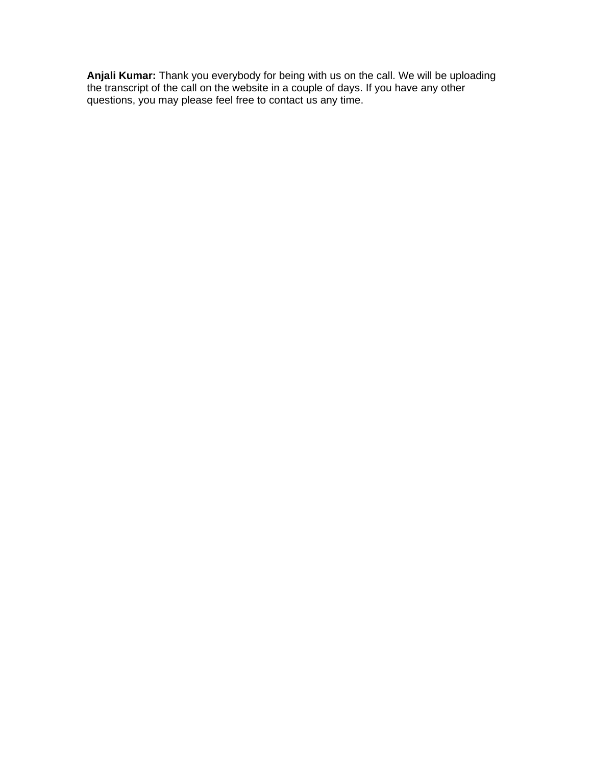**Anjali Kumar:** Thank you everybody for being with us on the call. We will be uploading the transcript of the call on the website in a couple of days. If you have any other questions, you may please feel free to contact us any time.